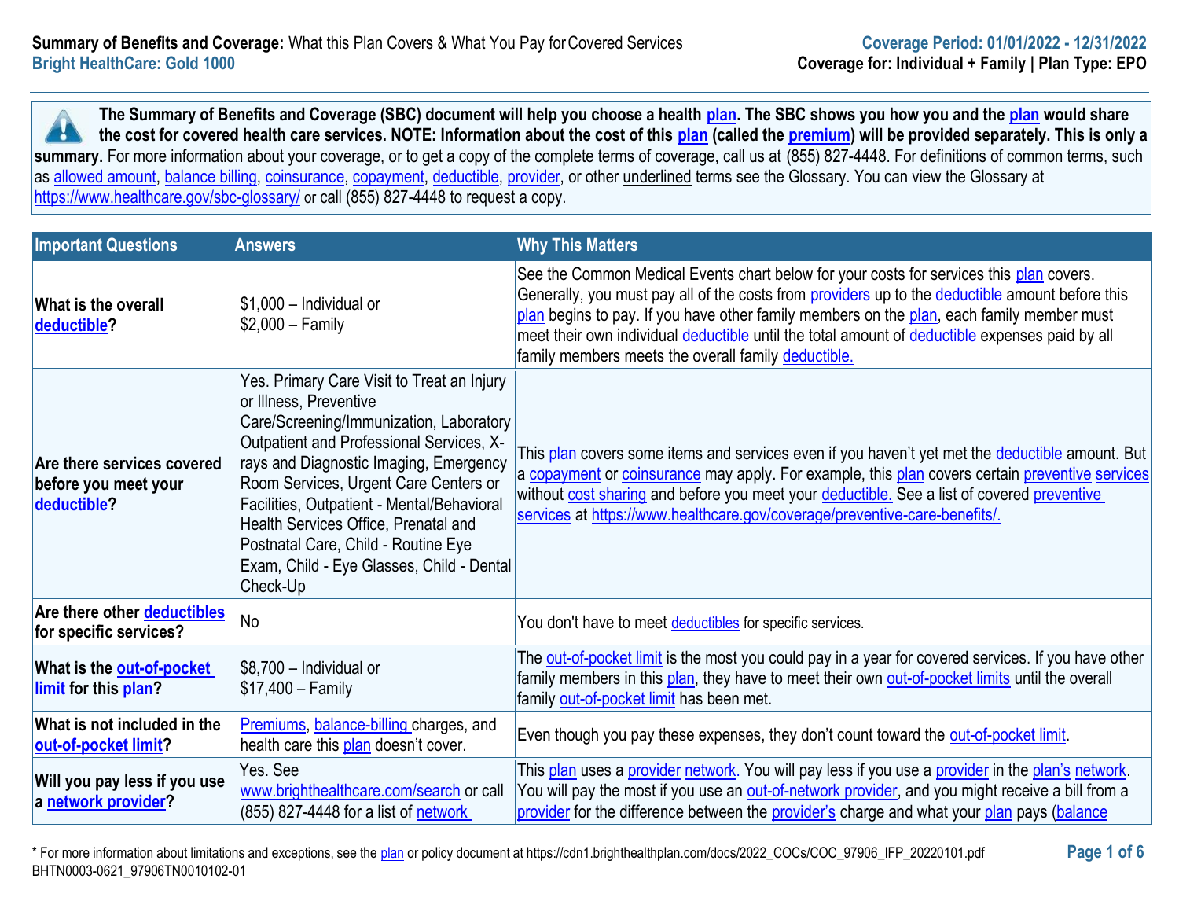**Summary of Benefits and Coverage:** What this Plan Covers & What You Pay for Covered Services
**Bright HealthCare: Gold 1000**

**Coverage Period: 01/01/2022 - 12/31/2022**
**Coverage for: Individual + Family | Plan Type: EPO**

**The Summary of Benefits and Coverage (SBC) document will help you choose a health plan. The SBC shows you how you and the plan would share the cost for covered health care services. NOTE: Information about the cost of this plan (called the premium) will be provided separately. This is only a summary.** For more information about your coverage, or to get a copy of the complete terms of coverage, call us at (855) 827-4448. For definitions of common terms, such as allowed amount, balance billing, coinsurance, copayment, deductible, provider, or other underlined terms see the Glossary. You can view the Glossary at https://www.healthcare.gov/sbc-glossary/ or call (855) 827-4448 to request a copy.

| Important Questions | Answers | Why This Matters |
|---|---|---|
| **What is the overall deductible?** | $1,000 – Individual or<br>$2,000 – Family | See the Common Medical Events chart below for your costs for services this plan covers. Generally, you must pay all of the costs from providers up to the deductible amount before this plan begins to pay. If you have other family members on the plan, each family member must meet their own individual deductible until the total amount of deductible expenses paid by all family members meets the overall family deductible. |
| **Are there services covered before you meet your deductible?** | Yes. Primary Care Visit to Treat an Injury or Illness, Preventive Care/Screening/Immunization, Laboratory Outpatient and Professional Services, X-rays and Diagnostic Imaging, Emergency Room Services, Urgent Care Centers or Facilities, Outpatient - Mental/Behavioral Health Services Office, Prenatal and Postnatal Care, Child - Routine Eye Exam, Child - Eye Glasses, Child - Dental Check-Up | This plan covers some items and services even if you haven't yet met the deductible amount. But a copayment or coinsurance may apply. For example, this plan covers certain preventive services without cost sharing and before you meet your deductible. See a list of covered preventive services at https://www.healthcare.gov/coverage/preventive-care-benefits/. |
| **Are there other deductibles for specific services?** | No | You don't have to meet deductibles for specific services. |
| **What is the out-of-pocket limit for this plan?** | $8,700 – Individual or<br>$17,400 – Family | The out-of-pocket limit is the most you could pay in a year for covered services. If you have other family members in this plan, they have to meet their own out-of-pocket limits until the overall family out-of-pocket limit has been met. |
| **What is not included in the out-of-pocket limit?** | Premiums, balance-billing charges, and health care this plan doesn't cover. | Even though you pay these expenses, they don't count toward the out-of-pocket limit. |
| **Will you pay less if you use a network provider?** | Yes. See www.brighthealthcare.com/search or call (855) 827-4448 for a list of network | This plan uses a provider network. You will pay less if you use a provider in the plan's network. You will pay the most if you use an out-of-network provider, and you might receive a bill from a provider for the difference between the provider's charge and what your plan pays (balance |

* For more information about limitations and exceptions, see the plan or policy document at https://cdn1.brighthealthplan.com/docs/2022_COCs/COC_97906_IFP_20220101.pdf
BHTN0003-0621_97906TN0010102-01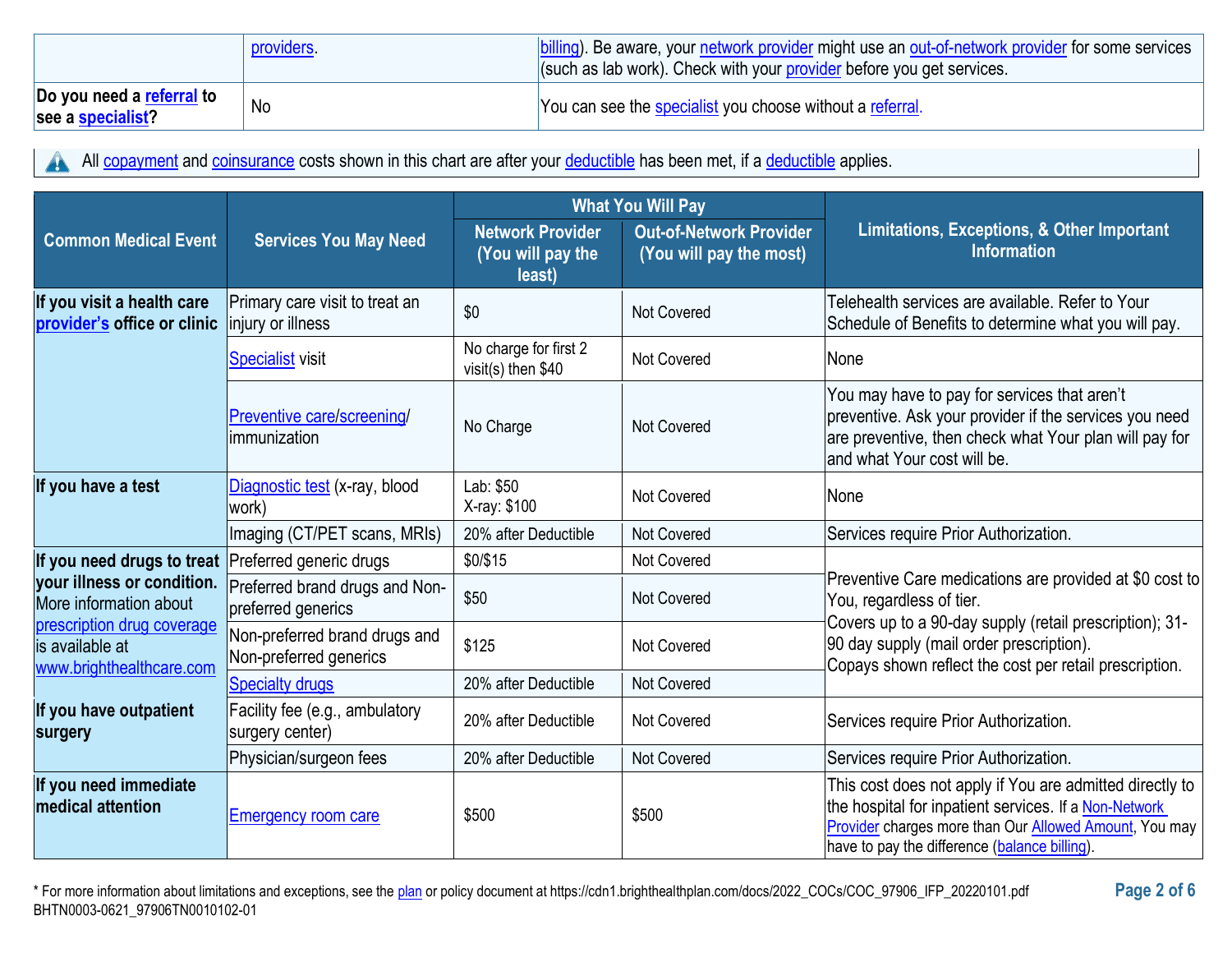| | | |
|---|---|---|
| | providers. | billing). Be aware, your network provider might use an out-of-network provider for some services (such as lab work). Check with your provider before you get services. |
| **Do you need a referral to see a specialist?** | No | You can see the specialist you choose without a referral. |

All copayment and coinsurance costs shown in this chart are after your deductible has been met, if a deductible applies.

| Common Medical Event | Services You May Need | What You Will Pay | | Limitations, Exceptions, & Other Important Information |
|---|---|---|---|---|
| | | Network Provider (You will pay the least) | Out-of-Network Provider (You will pay the most) | |
| **If you visit a health care provider's office or clinic** | Primary care visit to treat an injury or illness | $0 | Not Covered | Telehealth services are available. Refer to Your Schedule of Benefits to determine what you will pay. |
| | Specialist visit | No charge for first 2 visit(s) then $40 | Not Covered | None |
| | Preventive care/screening/ immunization | No Charge | Not Covered | You may have to pay for services that aren't preventive. Ask your provider if the services you need are preventive, then check what Your plan will pay for and what Your cost will be. |
| **If you have a test** | Diagnostic test (x-ray, blood work) | Lab: $50<br>X-ray: $100 | Not Covered | None |
| | Imaging (CT/PET scans, MRIs) | 20% after Deductible | Not Covered | Services require Prior Authorization. |
| **If you need drugs to treat your illness or condition.** More information about prescription drug coverage is available at www.brighthealthcare.com | Preferred generic drugs | $0/$15 | Not Covered | Preventive Care medications are provided at $0 cost to You, regardless of tier.<br>Covers up to a 90-day supply (retail prescription); 31-90 day supply (mail order prescription).<br>Copays shown reflect the cost per retail prescription. |
| | Preferred brand drugs and Non-preferred generics | $50 | Not Covered | |
| | Non-preferred brand drugs and Non-preferred generics | $125 | Not Covered | |
| | Specialty drugs | 20% after Deductible | Not Covered | |
| **If you have outpatient surgery** | Facility fee (e.g., ambulatory surgery center) | 20% after Deductible | Not Covered | Services require Prior Authorization. |
| | Physician/surgeon fees | 20% after Deductible | Not Covered | Services require Prior Authorization. |
| **If you need immediate medical attention** | Emergency room care | $500 | $500 | This cost does not apply if You are admitted directly to the hospital for inpatient services. If a Non-Network Provider charges more than Our Allowed Amount, You may have to pay the difference (balance billing). |

* For more information about limitations and exceptions, see the plan or policy document at https://cdn1.brighthealthplan.com/docs/2022_COCs/COC_97906_IFP_20220101.pdf

BHTN0003-0621_97906TN0010102-01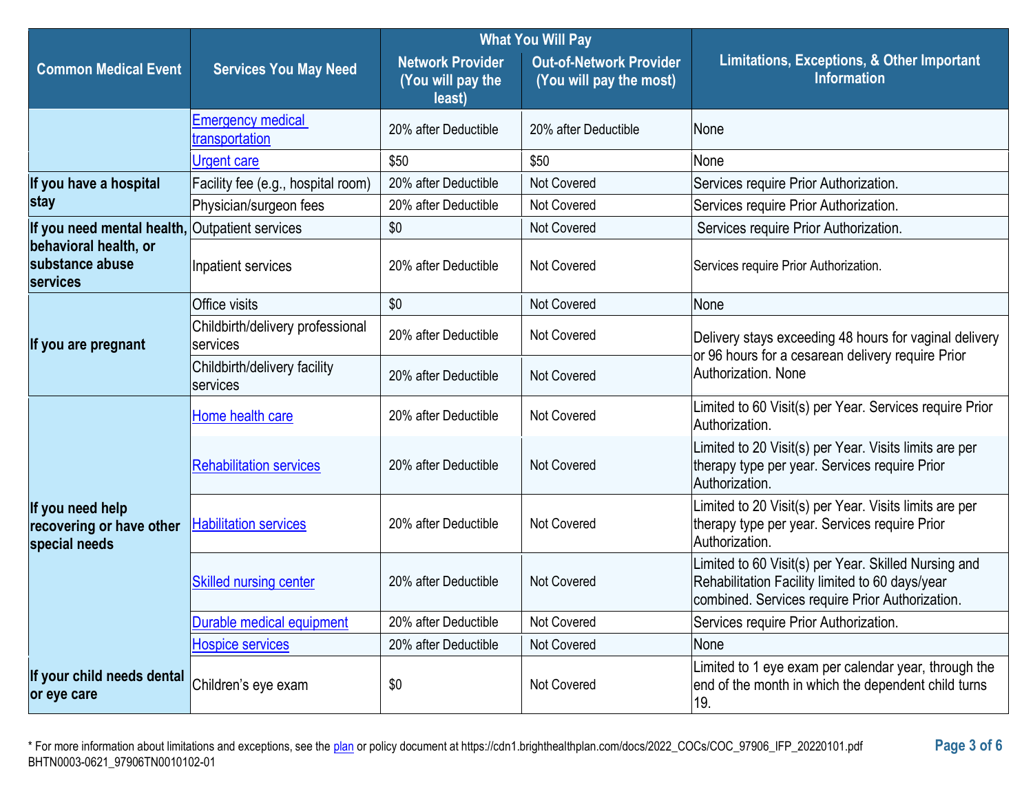| Common Medical Event | Services You May Need | What You Will Pay | | Limitations, Exceptions, & Other Important Information |
|---|---|---|---|---|
| | | Network Provider (You will pay the least) | Out-of-Network Provider (You will pay the most) | |
| | Emergency medical transportation | 20% after Deductible | 20% after Deductible | None |
| | Urgent care | $50 | $50 | None |
| If you have a hospital stay | Facility fee (e.g., hospital room) | 20% after Deductible | Not Covered | Services require Prior Authorization. |
| | Physician/surgeon fees | 20% after Deductible | Not Covered | Services require Prior Authorization. |
| If you need mental health, behavioral health, or substance abuse services | Outpatient services | $0 | Not Covered | Services require Prior Authorization. |
| | Inpatient services | 20% after Deductible | Not Covered | Services require Prior Authorization. |
| If you are pregnant | Office visits | $0 | Not Covered | None |
| | Childbirth/delivery professional services | 20% after Deductible | Not Covered | Delivery stays exceeding 48 hours for vaginal delivery or 96 hours for a cesarean delivery require Prior Authorization. None |
| | Childbirth/delivery facility services | 20% after Deductible | Not Covered | |
| If you need help recovering or have other special needs | Home health care | 20% after Deductible | Not Covered | Limited to 60 Visit(s) per Year. Services require Prior Authorization. |
| | Rehabilitation services | 20% after Deductible | Not Covered | Limited to 20 Visit(s) per Year. Visits limits are per therapy type per year. Services require Prior Authorization. |
| | Habilitation services | 20% after Deductible | Not Covered | Limited to 20 Visit(s) per Year. Visits limits are per therapy type per year. Services require Prior Authorization. |
| | Skilled nursing center | 20% after Deductible | Not Covered | Limited to 60 Visit(s) per Year. Skilled Nursing and Rehabilitation Facility limited to 60 days/year combined. Services require Prior Authorization. |
| | Durable medical equipment | 20% after Deductible | Not Covered | Services require Prior Authorization. |
| | Hospice services | 20% after Deductible | Not Covered | None |
| If your child needs dental or eye care | Children's eye exam | $0 | Not Covered | Limited to 1 eye exam per calendar year, through the end of the month in which the dependent child turns 19. |

* For more information about limitations and exceptions, see the plan or policy document at https://cdn1.brighthealthplan.com/docs/2022_COCs/COC_97906_IFP_20220101.pdf

BHTN0003-0621_97906TN0010102-01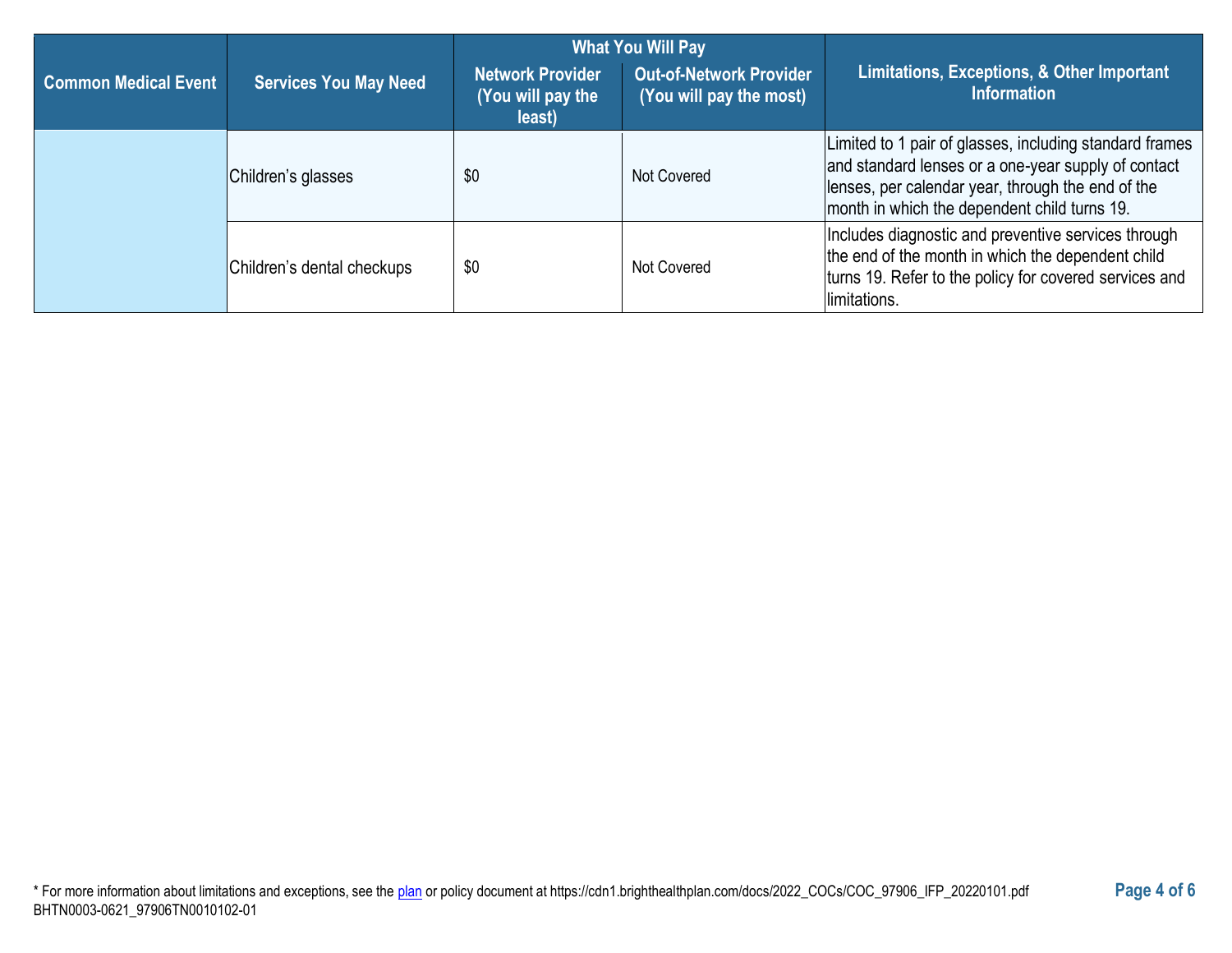| Common Medical Event | Services You May Need | What You Will Pay | | Limitations, Exceptions, & Other Important Information |
|---|---|---|---|---|
| | | Network Provider (You will pay the least) | Out-of-Network Provider (You will pay the most) | |
| | Children's glasses | $0 | Not Covered | Limited to 1 pair of glasses, including standard frames and standard lenses or a one-year supply of contact lenses, per calendar year, through the end of the month in which the dependent child turns 19. |
| | Children's dental checkups | $0 | Not Covered | Includes diagnostic and preventive services through the end of the month in which the dependent child turns 19. Refer to the policy for covered services and limitations. |

* For more information about limitations and exceptions, see the plan or policy document at https://cdn1.brighthealthplan.com/docs/2022_COCs/COC_97906_IFP_20220101.pdf
BHTN0003-0621_97906TN0010102-01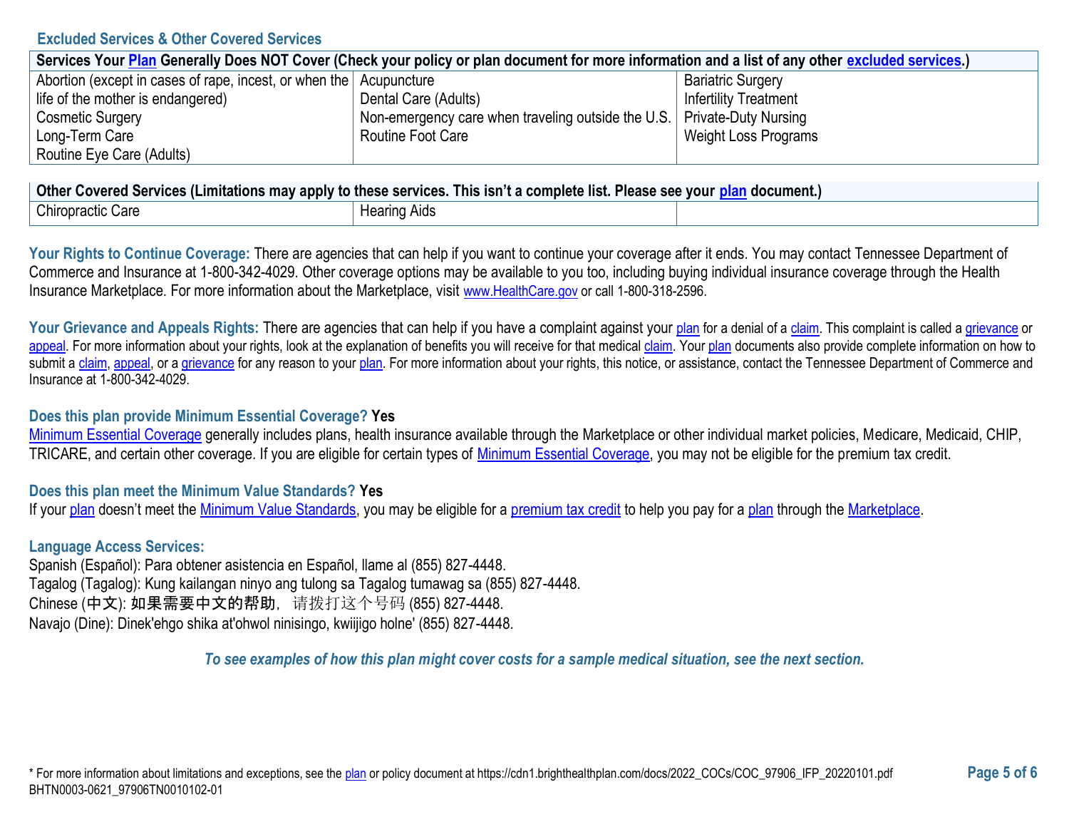## Excluded Services & Other Covered Services

| Services Your Plan Generally Does NOT Cover (Check your policy or plan document for more information and a list of any other excluded services.) | | |
|---|---|---|
| Abortion (except in cases of rape, incest, or when the life of the mother is endangered)<br>Cosmetic Surgery<br>Long-Term Care<br>Routine Eye Care (Adults) | Acupuncture<br>Dental Care (Adults)<br>Non-emergency care when traveling outside the U.S.<br>Routine Foot Care | Bariatric Surgery<br>Infertility Treatment<br>Private-Duty Nursing<br>Weight Loss Programs |

| Other Covered Services (Limitations may apply to these services. This isn't a complete list. Please see your plan document.) | | |
|---|---|---|
| Chiropractic Care | Hearing Aids | |

**Your Rights to Continue Coverage:** There are agencies that can help if you want to continue your coverage after it ends. You may contact Tennessee Department of Commerce and Insurance at 1-800-342-4029. Other coverage options may be available to you too, including buying individual insurance coverage through the Health Insurance Marketplace. For more information about the Marketplace, visit www.HealthCare.gov or call 1-800-318-2596.

**Your Grievance and Appeals Rights:** There are agencies that can help if you have a complaint against your plan for a denial of a claim. This complaint is called a grievance or appeal. For more information about your rights, look at the explanation of benefits you will receive for that medical claim. Your plan documents also provide complete information on how to submit a claim, appeal, or a grievance for any reason to your plan. For more information about your rights, this notice, or assistance, contact the Tennessee Department of Commerce and Insurance at 1-800-342-4029.

**Does this plan provide Minimum Essential Coverage? Yes**

Minimum Essential Coverage generally includes plans, health insurance available through the Marketplace or other individual market policies, Medicare, Medicaid, CHIP, TRICARE, and certain other coverage. If you are eligible for certain types of Minimum Essential Coverage, you may not be eligible for the premium tax credit.

**Does this plan meet the Minimum Value Standards? Yes**

If your plan doesn't meet the Minimum Value Standards, you may be eligible for a premium tax credit to help you pay for a plan through the Marketplace.

**Language Access Services:**

Spanish (Español): Para obtener asistencia en Español, llame al (855) 827-4448.
Tagalog (Tagalog): Kung kailangan ninyo ang tulong sa Tagalog tumawag sa (855) 827-4448.
Chinese (中文): 如果需要中文的帮助，请拨打这个号码 (855) 827-4448.
Navajo (Dine): Dinek'ehgo shika at'ohwol ninisingo, kwiijigo holne' (855) 827-4448.

*To see examples of how this plan might cover costs for a sample medical situation, see the next section.*

* For more information about limitations and exceptions, see the plan or policy document at https://cdn1.brighthealthplan.com/docs/2022_COCs/COC_97906_IFP_20220101.pdf
BHTN0003-0621_97906TN0010102-01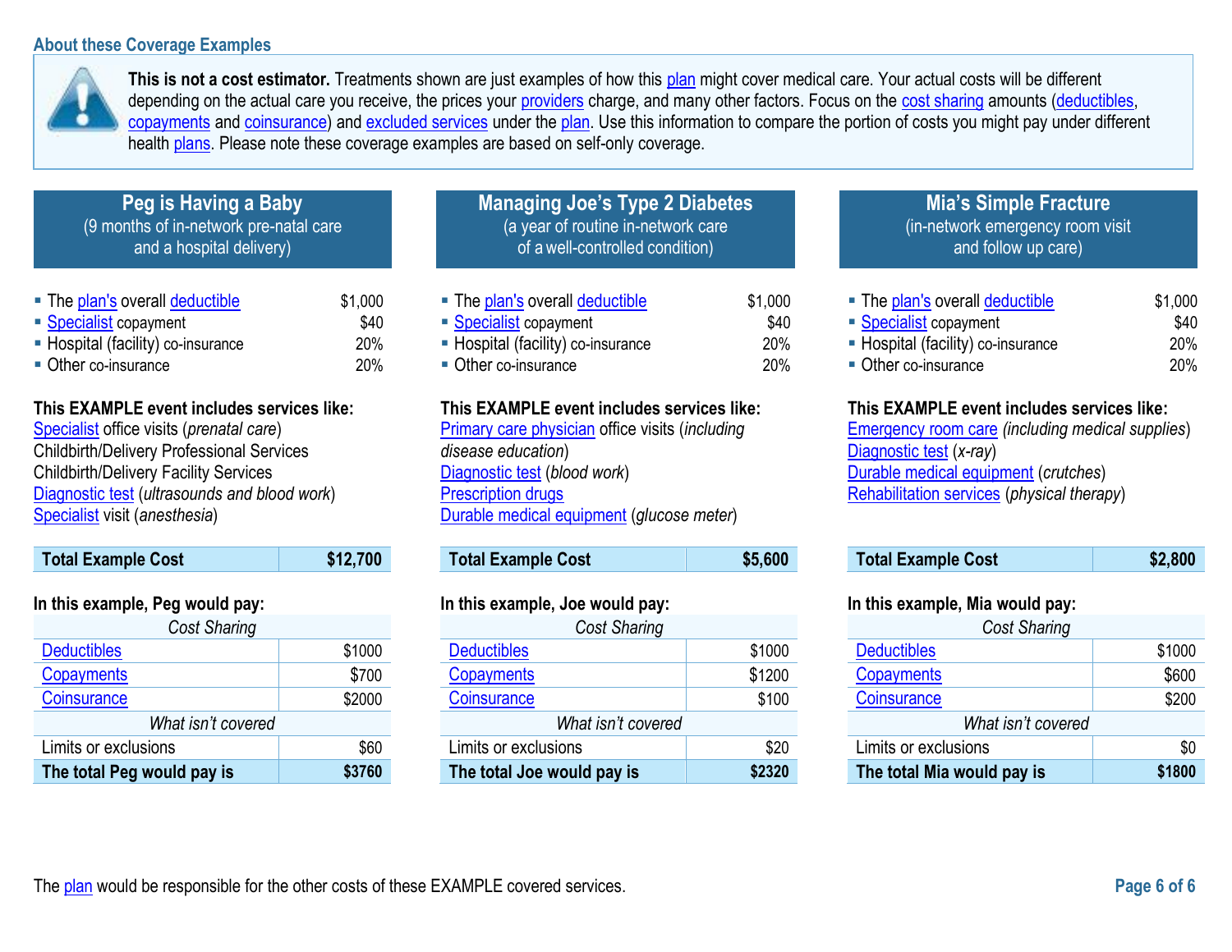## About these Coverage Examples

**This is not a cost estimator.** Treatments shown are just examples of how this plan might cover medical care. Your actual costs will be different depending on the actual care you receive, the prices your providers charge, and many other factors. Focus on the cost sharing amounts (deductibles, copayments and coinsurance) and excluded services under the plan. Use this information to compare the portion of costs you might pay under different health plans. Please note these coverage examples are based on self-only coverage.

### Peg is Having a Baby
(9 months of in-network pre-natal care and a hospital delivery)

- The plan's overall deductible $1,000
- Specialist copayment $40
- Hospital (facility) co-insurance 20%
- Other co-insurance 20%

**This EXAMPLE event includes services like:**
Specialist office visits (*prenatal care*)
Childbirth/Delivery Professional Services
Childbirth/Delivery Facility Services
Diagnostic test (*ultrasounds and blood work*)
Specialist visit (*anesthesia*)

| **Total Example Cost** | **$12,700** |
|---|---|

**In this example, Peg would pay:**

| *Cost Sharing* | |
|---|---|
| Deductibles | $1000 |
| Copayments | $700 |
| Coinsurance | $2000 |
| *What isn't covered* | |
| Limits or exclusions | $60 |
| **The total Peg would pay is** | **$3760** |

### Managing Joe's Type 2 Diabetes
(a year of routine in-network care of a well-controlled condition)

- The plan's overall deductible $1,000
- Specialist copayment $40
- Hospital (facility) co-insurance 20%
- Other co-insurance 20%

**This EXAMPLE event includes services like:**
Primary care physician office visits (*including disease education*)
Diagnostic test (*blood work*)
Prescription drugs
Durable medical equipment (*glucose meter*)

| **Total Example Cost** | **$5,600** |
|---|---|

**In this example, Joe would pay:**

| *Cost Sharing* | |
|---|---|
| Deductibles | $1000 |
| Copayments | $1200 |
| Coinsurance | $100 |
| *What isn't covered* | |
| Limits or exclusions | $20 |
| **The total Joe would pay is** | **$2320** |

### Mia's Simple Fracture
(in-network emergency room visit and follow up care)

- The plan's overall deductible $1,000
- Specialist copayment $40
- Hospital (facility) co-insurance 20%
- Other co-insurance 20%

**This EXAMPLE event includes services like:**
Emergency room care *(including medical supplies)*
Diagnostic test (*x-ray*)
Durable medical equipment (*crutches*)
Rehabilitation services (*physical therapy*)

| **Total Example Cost** | **$2,800** |
|---|---|

**In this example, Mia would pay:**

| *Cost Sharing* | |
|---|---|
| Deductibles | $1000 |
| Copayments | $600 |
| Coinsurance | $200 |
| *What isn't covered* | |
| Limits or exclusions | $0 |
| **The total Mia would pay is** | **$1800** |

The plan would be responsible for the other costs of these EXAMPLE covered services.